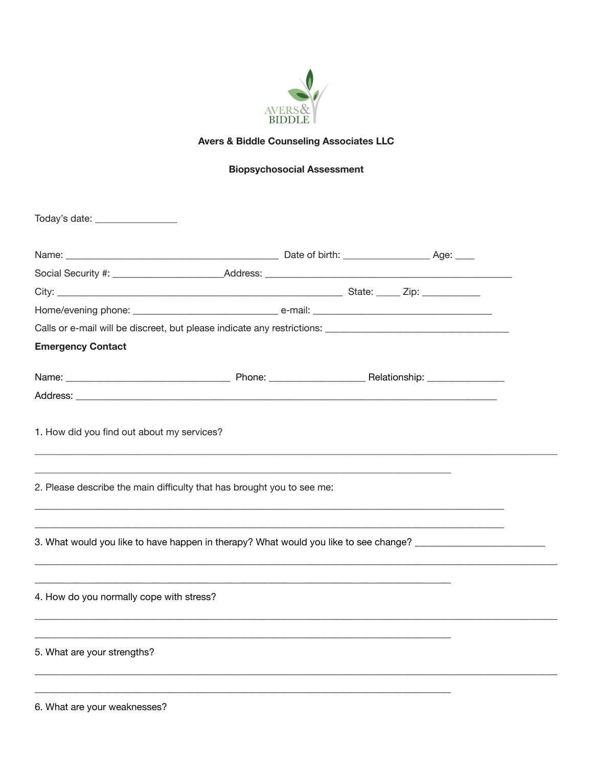AVERS & BIDDLE

**Avers & Biddle Counseling Associates LLC**

**Biopsychosocial Assessment**

Today's date: ________________

Name: __________________________________________ Date of birth: _________________ Age: ____

Social Security #: _____________________Address: _________________________________________________

City: ________________________________________________________ State: _____ Zip: ___________

Home/evening phone: ____________________________ e-mail: ___________________________________

Calls or e-mail will be discreet, but please indicate any restrictions: ____________________________________

**Emergency Contact**

Name: ________________________________ Phone: ___________________ Relationship: _______________

Address: __________________________________________________________________________________

1. How did you find out about my services?

__________________________________________________________________________________________________________

__________________________________________________________________________________

2. Please describe the main difficulty that has brought you to see me:

____________________________________________________________________________________________

____________________________________________________________________________________________

3. What would you like to have happen in therapy? What would you like to see change? __________________________

__________________________________________________________________________________________________________

__________________________________________________________________________________

4. How do you normally cope with stress?

__________________________________________________________________________________________________________

__________________________________________________________________________________

5. What are your strengths?

__________________________________________________________________________________________________________

__________________________________________________________________________________

6. What are your weaknesses?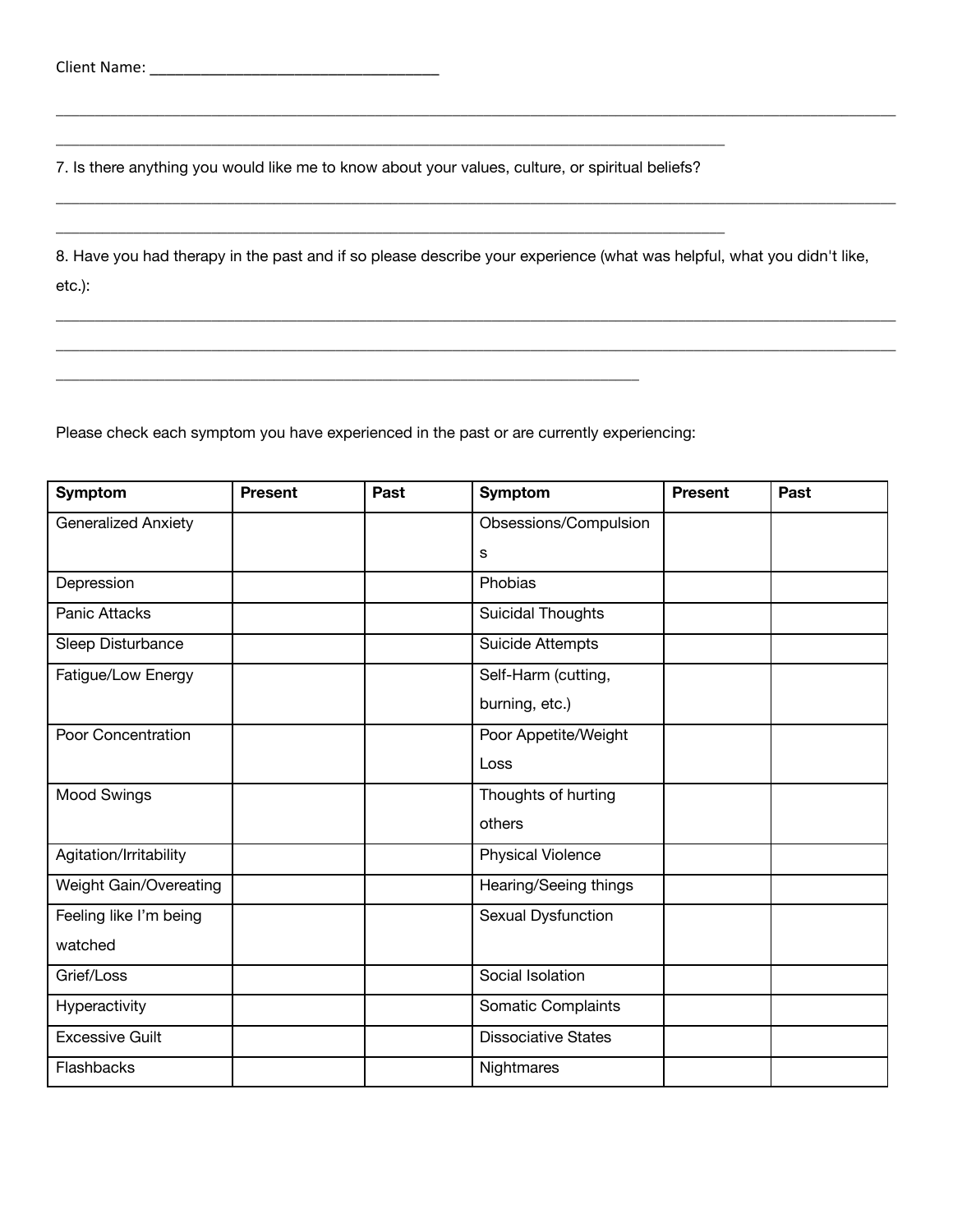Client Name: ___________________________________

_______________________________________________________________________________________________

_____________________________________________________________________________

7. Is there anything you would like me to know about your values, culture, or spiritual beliefs?

_______________________________________________________________________________________________

_____________________________________________________________________________

8. Have you had therapy in the past and if so please describe your experience (what was helpful, what you didn't like, etc.):

_______________________________________________________________________________________________

_______________________________________________________________________________________________

___________________________________________________________________

Please check each symptom you have experienced in the past or are currently experiencing:

| Symptom | Present | Past | Symptom | Present | Past |
|---|---|---|---|---|---|
| Generalized Anxiety | | | Obsessions/Compulsions | | |
| Depression | | | Phobias | | |
| Panic Attacks | | | Suicidal Thoughts | | |
| Sleep Disturbance | | | Suicide Attempts | | |
| Fatigue/Low Energy | | | Self-Harm (cutting, burning, etc.) | | |
| Poor Concentration | | | Poor Appetite/Weight Loss | | |
| Mood Swings | | | Thoughts of hurting others | | |
| Agitation/Irritability | | | Physical Violence | | |
| Weight Gain/Overeating | | | Hearing/Seeing things | | |
| Feeling like I'm being watched | | | Sexual Dysfunction | | |
| Grief/Loss | | | Social Isolation | | |
| Hyperactivity | | | Somatic Complaints | | |
| Excessive Guilt | | | Dissociative States | | |
| Flashbacks | | | Nightmares | | |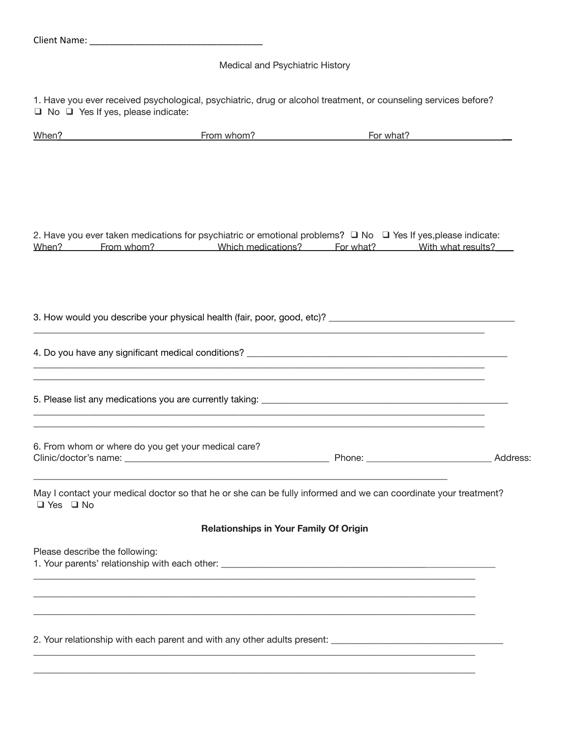Client Name: ___________________________________

Medical and Psychiatric History

1. Have you ever received psychological, psychiatric, drug or alcohol treatment, or counseling services before?
❑ No ❑ Yes If yes, please indicate:

When? From whom? For what?

2. Have you ever taken medications for psychiatric or emotional problems? ❑ No ❑ Yes If yes,please indicate:
When? From whom? Which medications? For what? With what results?

3. How would you describe your physical health (fair, poor, good, etc)? _______________________________________
_____________________________________________________________________________________________

4. Do you have any significant medical conditions? ______________________________________________________
_____________________________________________________________________________________________
_____________________________________________________________________________________________

5. Please list any medications you are currently taking: ___________________________________________________
_____________________________________________________________________________________________
_____________________________________________________________________________________________

6. From whom or where do you get your medical care?
Clinic/doctor's name: ___________________________________________ Phone: __________________________ Address:
_________________________________________________________________________________________

May I contact your medical doctor so that he or she can be fully informed and we can coordinate your treatment?
❑ Yes ❑ No

**Relationships in Your Family Of Origin**

Please describe the following:
1. Your parents' relationship with each other: ____________________________________________________________
_____________________________________________________________________________________________
_____________________________________________________________________________________________
_____________________________________________________________________________________________

2. Your relationship with each parent and with any other adults present: _____________________________________
_____________________________________________________________________________________________
_____________________________________________________________________________________________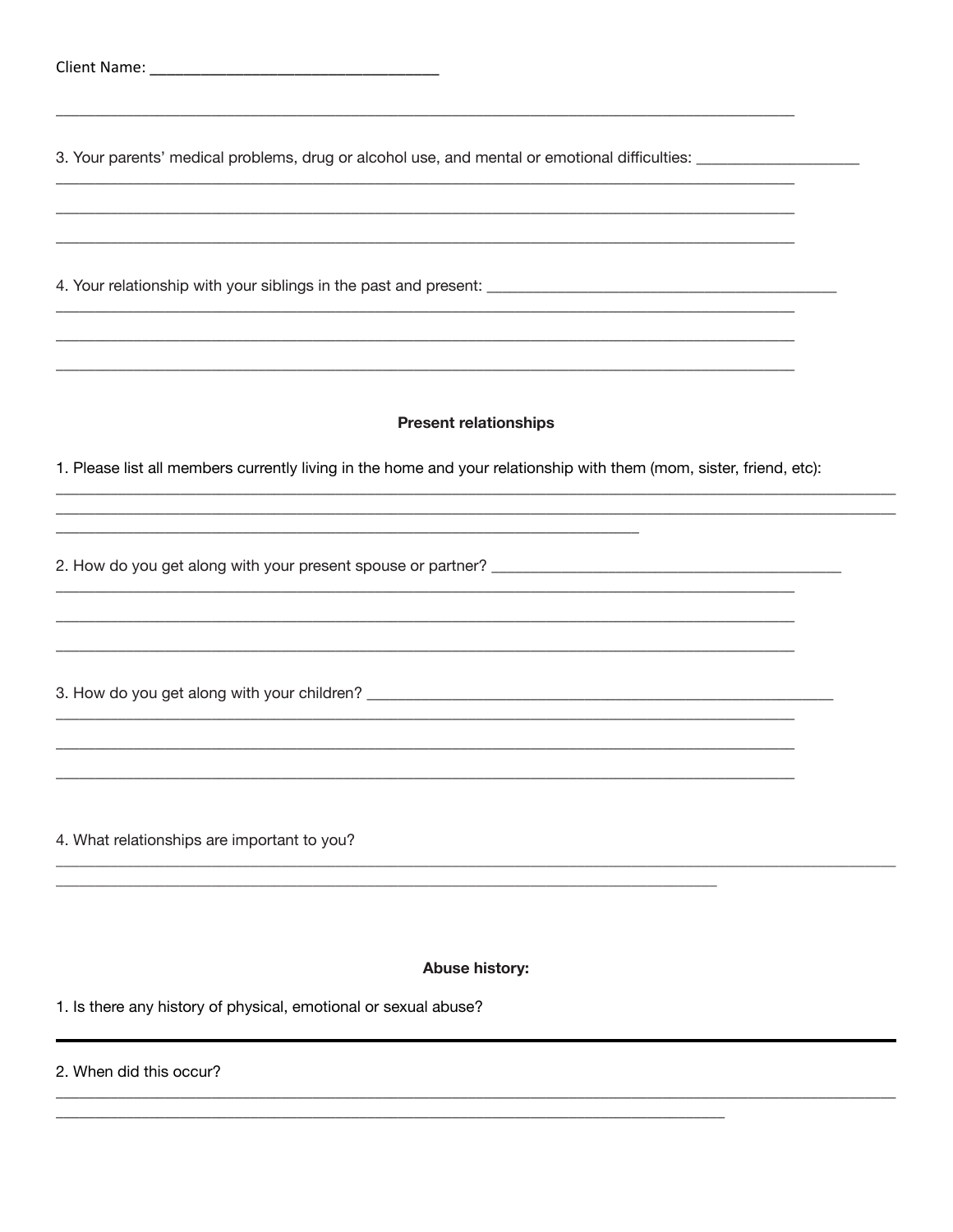Client Name: ___________________________________

_____________________________________________________________________________________________

3. Your parents' medical problems, drug or alcohol use, and mental or emotional difficulties: ____________________

_____________________________________________________________________________________________

_____________________________________________________________________________________________

_____________________________________________________________________________________________

4. Your relationship with your siblings in the past and present: ____________________________________________

_____________________________________________________________________________________________

_____________________________________________________________________________________________

_____________________________________________________________________________________________

**Present relationships**

1. Please list all members currently living in the home and your relationship with them (mom, sister, friend, etc):

_____________________________________________________________________________________________

_____________________________________________________________________________________________

_________________________________________________________________________

2. How do you get along with your present spouse or partner? ____________________________________________

_____________________________________________________________________________________________

_____________________________________________________________________________________________

_____________________________________________________________________________________________

3. How do you get along with your children? ____________________________________________________________

_____________________________________________________________________________________________

_____________________________________________________________________________________________

_____________________________________________________________________________________________

4. What relationships are important to you?

_____________________________________________________________________________________________

__________________________________________________________________________________

**Abuse history:**

1. Is there any history of physical, emotional or sexual abuse?

_____________________________________________________________________________________________

2. When did this occur?

_____________________________________________________________________________________________

__________________________________________________________________________________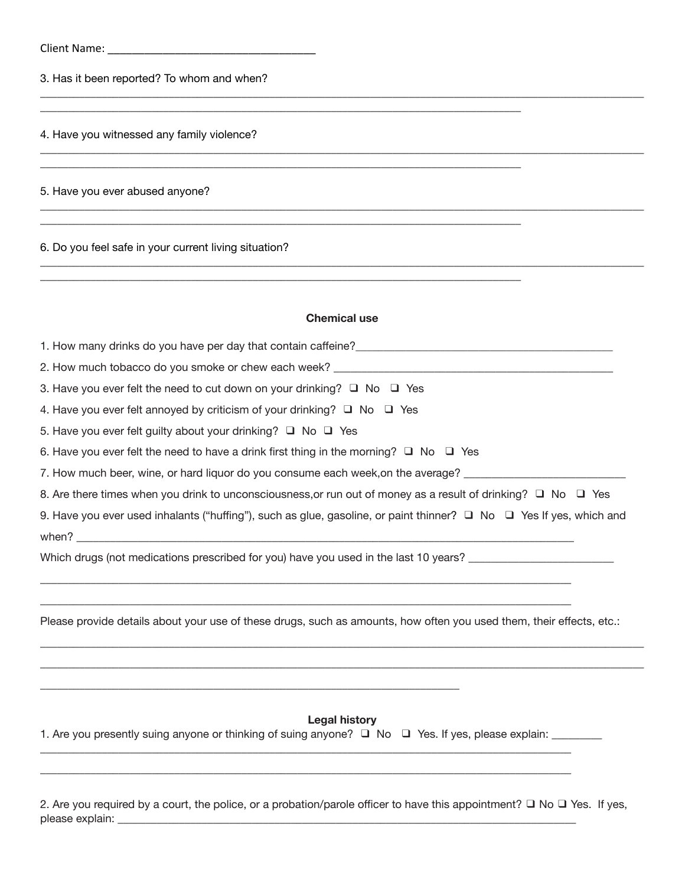Client Name: ___________________________________

3. Has it been reported? To whom and when?

______________________________________________________________________________________________

______________________________________________________________________________

4. Have you witnessed any family violence?

______________________________________________________________________________________________

______________________________________________________________________________

5. Have you ever abused anyone?

______________________________________________________________________________________________

______________________________________________________________________________

6. Do you feel safe in your current living situation?

______________________________________________________________________________________________

______________________________________________________________________________

**Chemical use**

1. How many drinks do you have per day that contain caffeine?___________________________________________

2. How much tobacco do you smoke or chew each week? _____________________________________________

3. Have you ever felt the need to cut down on your drinking? ❑ No ❑ Yes

4. Have you ever felt annoyed by criticism of your drinking? ❑ No ❑ Yes

5. Have you ever felt guilty about your drinking? ❑ No ❑ Yes

6. Have you ever felt the need to have a drink first thing in the morning? ❑ No ❑ Yes

7. How much beer, wine, or hard liquor do you consume each week,on the average? ___________________________

8. Are there times when you drink to unconsciousness,or run out of money as a result of drinking? ❑ No ❑ Yes

9. Have you ever used inhalants ("huffing"), such as glue, gasoline, or paint thinner? ❑ No ❑ Yes If yes, which and when? ___________________________________________________________________________________

Which drugs (not medications prescribed for you) have you used in the last 10 years? ________________________

______________________________________________________________________________________

______________________________________________________________________________________

Please provide details about your use of these drugs, such as amounts, how often you used them, their effects, etc.:

______________________________________________________________________________________________

______________________________________________________________________________________________

_______________________________________________________________________

**Legal history**

1. Are you presently suing anyone or thinking of suing anyone? ❑ No ❑ Yes. If yes, please explain: _________

______________________________________________________________________________________

______________________________________________________________________________________

2. Are you required by a court, the police, or a probation/parole officer to have this appointment? ❑ No ❑ Yes. If yes, please explain: ________________________________________________________________________________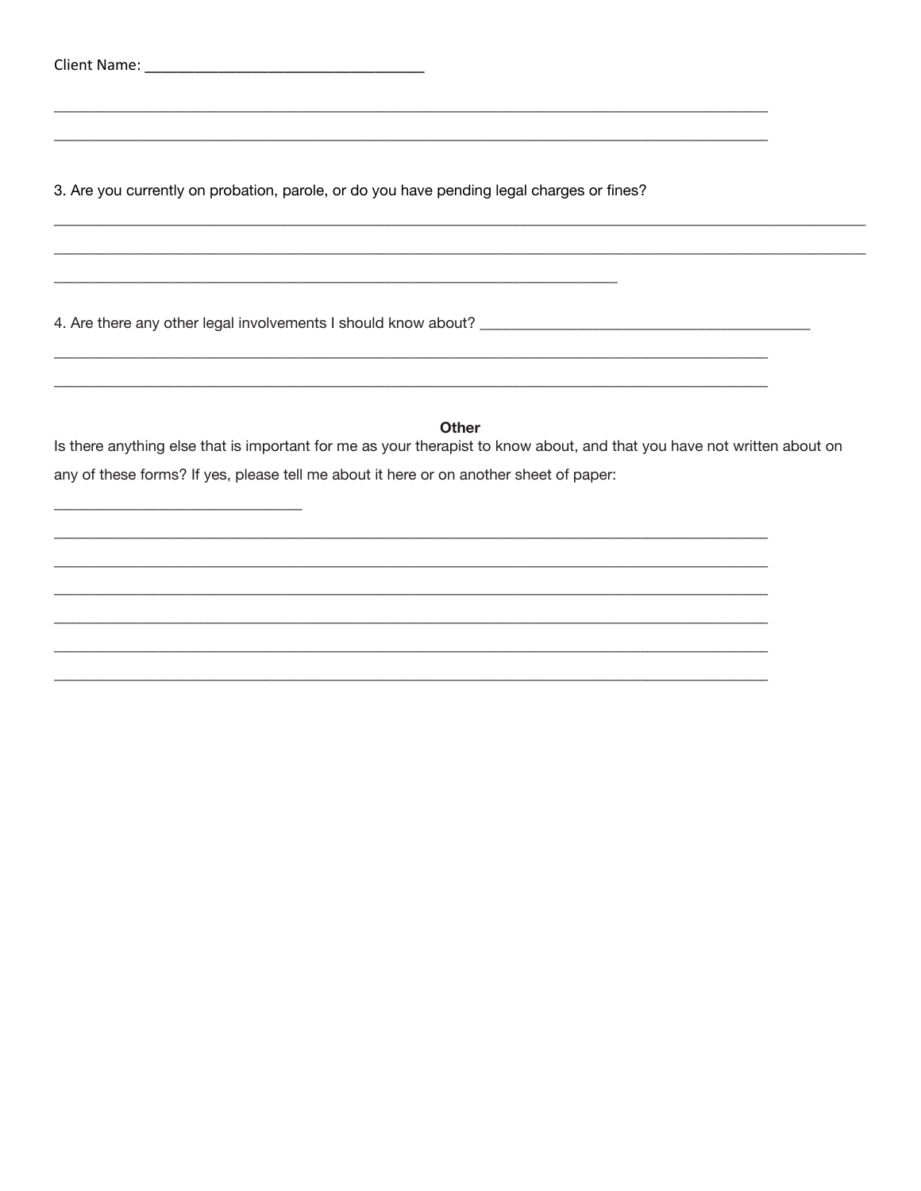Client Name: ___________________________________

_______________________________________________________________________________________

_______________________________________________________________________________________

3. Are you currently on probation, parole, or do you have pending legal charges or fines?

_______________________________________________________________________________________

_______________________________________________________________________________________

____________________________________________________________________

4. Are there any other legal involvements I should know about? __________________________________________

_______________________________________________________________________________________

_______________________________________________________________________________________

**Other**

Is there anything else that is important for me as your therapist to know about, and that you have not written about on any of these forms? If yes, please tell me about it here or on another sheet of paper:

______________________________

_______________________________________________________________________________________

_______________________________________________________________________________________

_______________________________________________________________________________________

_______________________________________________________________________________________

_______________________________________________________________________________________

_______________________________________________________________________________________